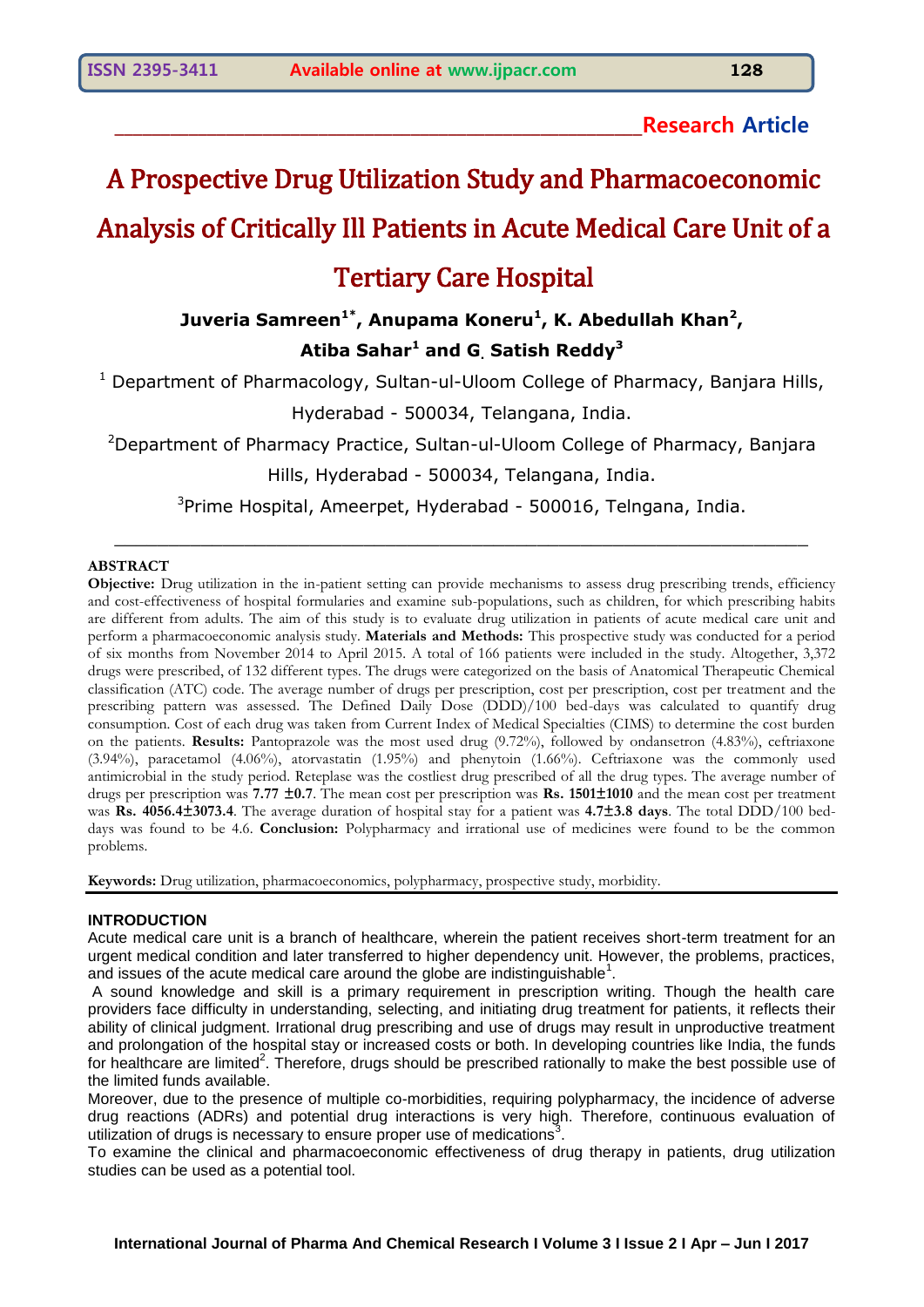**Research Article**

# A Prospective Drug Utilization Study and Pharmacoeconomic Analysis of Critically Ill Patients in Acute Medical Care Unit of a Tertiary Care Hospital

**Juveria Samreen[1*], Anupama Koneru[1], K. Abedullah Khan[2], Atiba Sahar[1] and G. Satish Reddy[3]**

[1] Department of Pharmacology, Sultan-ul-Uloom College of Pharmacy, Banjara Hills, Hyderabad - 500034, Telangana, India.

[2]Department of Pharmacy Practice, Sultan-ul-Uloom College of Pharmacy, Banjara Hills, Hyderabad - 500034, Telangana, India.

[3]Prime Hospital, Ameerpet, Hyderabad - 500016, Telngana, India.

## ABSTRACT

**Objective:** Drug utilization in the in-patient setting can provide mechanisms to assess drug prescribing trends, efficiency and cost-effectiveness of hospital formularies and examine sub-populations, such as children, for which prescribing habits are different from adults. The aim of this study is to evaluate drug utilization in patients of acute medical care unit and perform a pharmacoeconomic analysis study. **Materials and Methods:** This prospective study was conducted for a period of six months from November 2014 to April 2015. A total of 166 patients were included in the study. Altogether, 3,372 drugs were prescribed, of 132 different types. The drugs were categorized on the basis of Anatomical Therapeutic Chemical classification (ATC) code. The average number of drugs per prescription, cost per prescription, cost per treatment and the prescribing pattern was assessed. The Defined Daily Dose (DDD)/100 bed-days was calculated to quantify drug consumption. Cost of each drug was taken from Current Index of Medical Specialties (CIMS) to determine the cost burden on the patients. **Results:** Pantoprazole was the most used drug (9.72%), followed by ondansetron (4.83%), ceftriaxone (3.94%), paracetamol (4.06%), atorvastatin (1.95%) and phenytoin (1.66%). Ceftriaxone was the commonly used antimicrobial in the study period. Reteplase was the costliest drug prescribed of all the drug types. The average number of drugs per prescription was **7.77 ±0.7**. The mean cost per prescription was **Rs. 1501±1010** and the mean cost per treatment was **Rs. 4056.4±3073.4**. The average duration of hospital stay for a patient was **4.7±3.8 days**. The total DDD/100 bed-days was found to be 4.6. **Conclusion:** Polypharmacy and irrational use of medicines were found to be the common problems.

**Keywords:** Drug utilization, pharmacoeconomics, polypharmacy, prospective study, morbidity.

## INTRODUCTION

Acute medical care unit is a branch of healthcare, wherein the patient receives short-term treatment for an urgent medical condition and later transferred to higher dependency unit. However, the problems, practices, and issues of the acute medical care around the globe are indistinguishable[1].

A sound knowledge and skill is a primary requirement in prescription writing. Though the health care providers face difficulty in understanding, selecting, and initiating drug treatment for patients, it reflects their ability of clinical judgment. Irrational drug prescribing and use of drugs may result in unproductive treatment and prolongation of the hospital stay or increased costs or both. In developing countries like India, the funds for healthcare are limited[2]. Therefore, drugs should be prescribed rationally to make the best possible use of the limited funds available.

Moreover, due to the presence of multiple co-morbidities, requiring polypharmacy, the incidence of adverse drug reactions (ADRs) and potential drug interactions is very high. Therefore, continuous evaluation of utilization of drugs is necessary to ensure proper use of medications[3].

To examine the clinical and pharmacoeconomic effectiveness of drug therapy in patients, drug utilization studies can be used as a potential tool.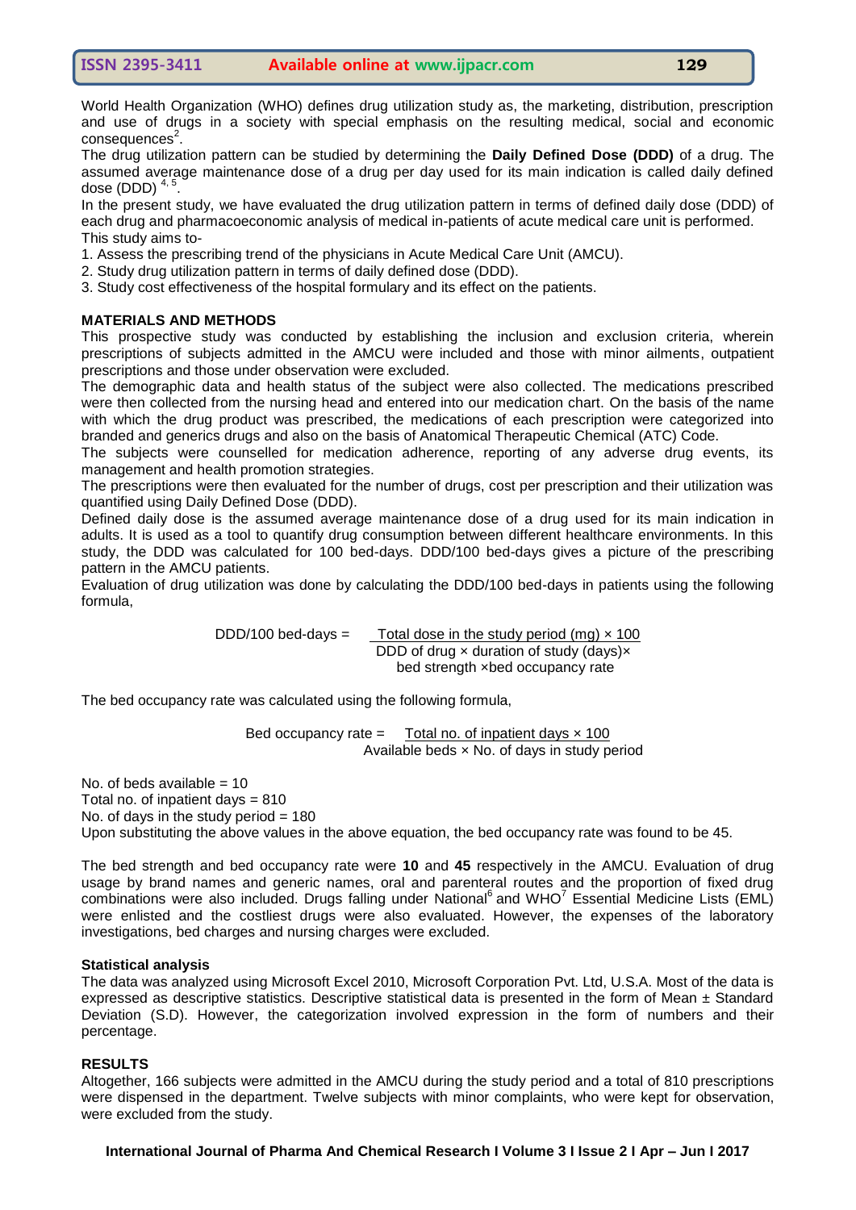World Health Organization (WHO) defines drug utilization study as, the marketing, distribution, prescription and use of drugs in a society with special emphasis on the resulting medical, social and economic consequences[2].

The drug utilization pattern can be studied by determining the **Daily Defined Dose (DDD)** of a drug. The assumed average maintenance dose of a drug per day used for its main indication is called daily defined dose (DDD) [4, 5].

In the present study, we have evaluated the drug utilization pattern in terms of defined daily dose (DDD) of each drug and pharmacoeconomic analysis of medical in-patients of acute medical care unit is performed.

This study aims to-

1. Assess the prescribing trend of the physicians in Acute Medical Care Unit (AMCU).
2. Study drug utilization pattern in terms of daily defined dose (DDD).
3. Study cost effectiveness of the hospital formulary and its effect on the patients.

## MATERIALS AND METHODS

This prospective study was conducted by establishing the inclusion and exclusion criteria, wherein prescriptions of subjects admitted in the AMCU were included and those with minor ailments, outpatient prescriptions and those under observation were excluded.

The demographic data and health status of the subject were also collected. The medications prescribed were then collected from the nursing head and entered into our medication chart. On the basis of the name with which the drug product was prescribed, the medications of each prescription were categorized into branded and generics drugs and also on the basis of Anatomical Therapeutic Chemical (ATC) Code.

The subjects were counselled for medication adherence, reporting of any adverse drug events, its management and health promotion strategies.

The prescriptions were then evaluated for the number of drugs, cost per prescription and their utilization was quantified using Daily Defined Dose (DDD).

Defined daily dose is the assumed average maintenance dose of a drug used for its main indication in adults. It is used as a tool to quantify drug consumption between different healthcare environments. In this study, the DDD was calculated for 100 bed-days. DDD/100 bed-days gives a picture of the prescribing pattern in the AMCU patients.

Evaluation of drug utilization was done by calculating the DDD/100 bed-days in patients using the following formula,

$$\text{DDD/100 bed-days} = \frac{\text{Total dose in the study period (mg)} \times 100}{\text{DDD of drug} \times \text{duration of study (days)} \times \text{bed strength} \times \text{bed occupancy rate}}$$

The bed occupancy rate was calculated using the following formula,

$$\text{Bed occupancy rate} = \frac{\text{Total no. of inpatient days} \times 100}{\text{Available beds} \times \text{No. of days in study period}}$$

No. of beds available = 10

Total no. of inpatient days = 810

No. of days in the study period = 180

Upon substituting the above values in the above equation, the bed occupancy rate was found to be 45.

The bed strength and bed occupancy rate were **10** and **45** respectively in the AMCU. Evaluation of drug usage by brand names and generic names, oral and parenteral routes and the proportion of fixed drug combinations were also included. Drugs falling under National[6] and WHO[7] Essential Medicine Lists (EML) were enlisted and the costliest drugs were also evaluated. However, the expenses of the laboratory investigations, bed charges and nursing charges were excluded.

### Statistical analysis

The data was analyzed using Microsoft Excel 2010, Microsoft Corporation Pvt. Ltd, U.S.A. Most of the data is expressed as descriptive statistics. Descriptive statistical data is presented in the form of Mean ± Standard Deviation (S.D). However, the categorization involved expression in the form of numbers and their percentage.

## RESULTS

Altogether, 166 subjects were admitted in the AMCU during the study period and a total of 810 prescriptions were dispensed in the department. Twelve subjects with minor complaints, who were kept for observation, were excluded from the study.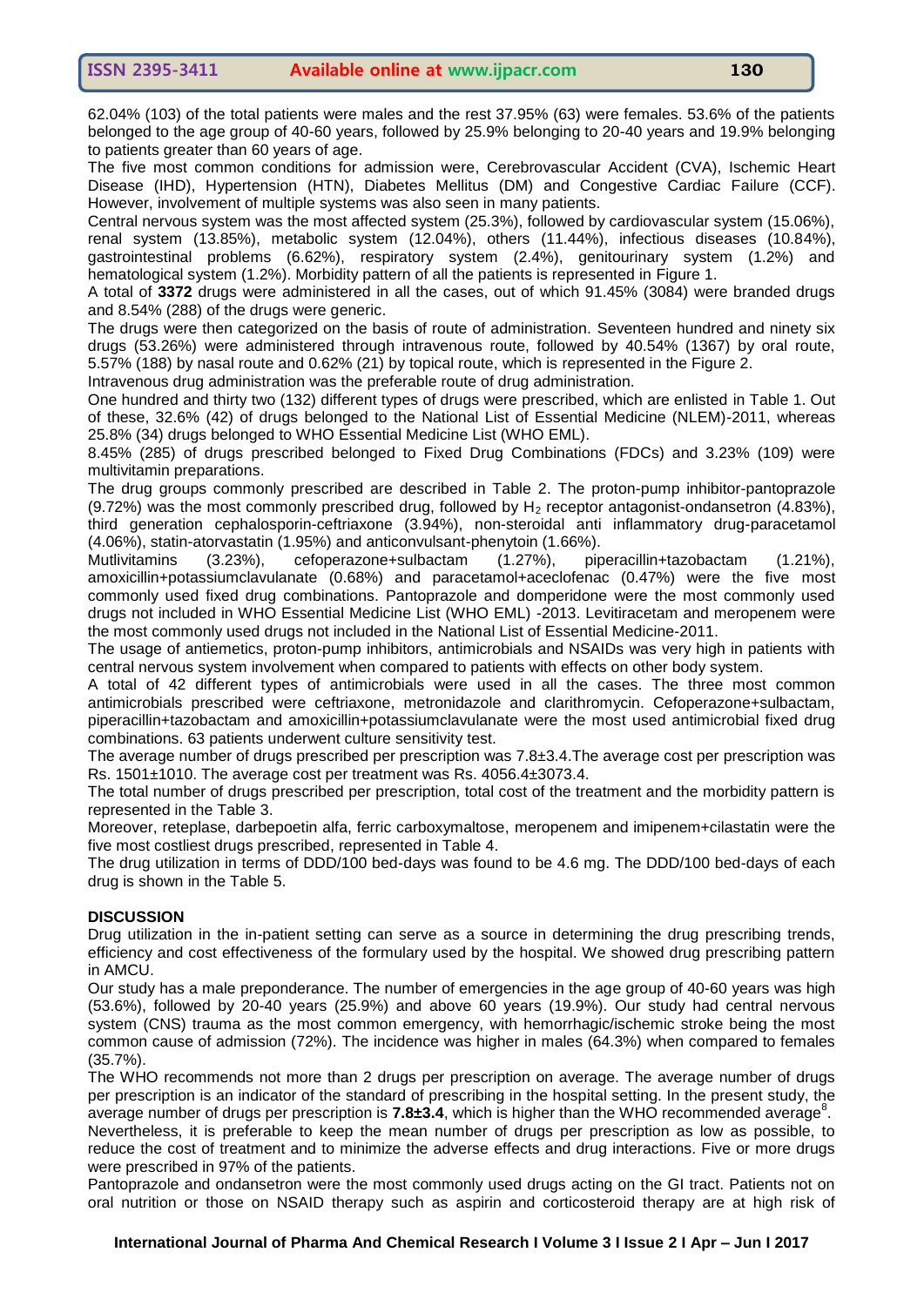62.04% (103) of the total patients were males and the rest 37.95% (63) were females. 53.6% of the patients belonged to the age group of 40-60 years, followed by 25.9% belonging to 20-40 years and 19.9% belonging to patients greater than 60 years of age.

The five most common conditions for admission were, Cerebrovascular Accident (CVA), Ischemic Heart Disease (IHD), Hypertension (HTN), Diabetes Mellitus (DM) and Congestive Cardiac Failure (CCF). However, involvement of multiple systems was also seen in many patients.

Central nervous system was the most affected system (25.3%), followed by cardiovascular system (15.06%), renal system (13.85%), metabolic system (12.04%), others (11.44%), infectious diseases (10.84%), gastrointestinal problems (6.62%), respiratory system (2.4%), genitourinary system (1.2%) and hematological system (1.2%). Morbidity pattern of all the patients is represented in Figure 1.

A total of **3372** drugs were administered in all the cases, out of which 91.45% (3084) were branded drugs and 8.54% (288) of the drugs were generic.

The drugs were then categorized on the basis of route of administration. Seventeen hundred and ninety six drugs (53.26%) were administered through intravenous route, followed by 40.54% (1367) by oral route, 5.57% (188) by nasal route and 0.62% (21) by topical route, which is represented in the Figure 2.

Intravenous drug administration was the preferable route of drug administration.

One hundred and thirty two (132) different types of drugs were prescribed, which are enlisted in Table 1. Out of these, 32.6% (42) of drugs belonged to the National List of Essential Medicine (NLEM)-2011, whereas 25.8% (34) drugs belonged to WHO Essential Medicine List (WHO EML).

8.45% (285) of drugs prescribed belonged to Fixed Drug Combinations (FDCs) and 3.23% (109) were multivitamin preparations.

The drug groups commonly prescribed are described in Table 2. The proton-pump inhibitor-pantoprazole (9.72%) was the most commonly prescribed drug, followed by $H_2$ receptor antagonist-ondansetron (4.83%), third generation cephalosporin-ceftriaxone (3.94%), non-steroidal anti inflammatory drug-paracetamol (4.06%), statin-atorvastatin (1.95%) and anticonvulsant-phenytoin (1.66%).

Mutlivitamins (3.23%), cefoperazone+sulbactam (1.27%), piperacillin+tazobactam (1.21%), amoxicillin+potassiumclavulanate (0.68%) and paracetamol+aceclofenac (0.47%) were the five most commonly used fixed drug combinations. Pantoprazole and domperidone were the most commonly used drugs not included in WHO Essential Medicine List (WHO EML) -2013. Levitiracetam and meropenem were the most commonly used drugs not included in the National List of Essential Medicine-2011.

The usage of antiemetics, proton-pump inhibitors, antimicrobials and NSAIDs was very high in patients with central nervous system involvement when compared to patients with effects on other body system.

A total of 42 different types of antimicrobials were used in all the cases. The three most common antimicrobials prescribed were ceftriaxone, metronidazole and clarithromycin. Cefoperazone+sulbactam, piperacillin+tazobactam and amoxicillin+potassiumclavulanate were the most used antimicrobial fixed drug combinations. 63 patients underwent culture sensitivity test.

The average number of drugs prescribed per prescription was 7.8±3.4.The average cost per prescription was Rs. 1501±1010. The average cost per treatment was Rs. 4056.4±3073.4.

The total number of drugs prescribed per prescription, total cost of the treatment and the morbidity pattern is represented in the Table 3.

Moreover, reteplase, darbepoetin alfa, ferric carboxymaltose, meropenem and imipenem+cilastatin were the five most costliest drugs prescribed, represented in Table 4.

The drug utilization in terms of DDD/100 bed-days was found to be 4.6 mg. The DDD/100 bed-days of each drug is shown in the Table 5.

## DISCUSSION

Drug utilization in the in-patient setting can serve as a source in determining the drug prescribing trends, efficiency and cost effectiveness of the formulary used by the hospital. We showed drug prescribing pattern in AMCU.

Our study has a male preponderance. The number of emergencies in the age group of 40-60 years was high (53.6%), followed by 20-40 years (25.9%) and above 60 years (19.9%). Our study had central nervous system (CNS) trauma as the most common emergency, with hemorrhagic/ischemic stroke being the most common cause of admission (72%). The incidence was higher in males (64.3%) when compared to females (35.7%).

The WHO recommends not more than 2 drugs per prescription on average. The average number of drugs per prescription is an indicator of the standard of prescribing in the hospital setting. In the present study, the average number of drugs per prescription is **7.8±3.4**, which is higher than the WHO recommended average[8].

Nevertheless, it is preferable to keep the mean number of drugs per prescription as low as possible, to reduce the cost of treatment and to minimize the adverse effects and drug interactions. Five or more drugs were prescribed in 97% of the patients.

Pantoprazole and ondansetron were the most commonly used drugs acting on the GI tract. Patients not on oral nutrition or those on NSAID therapy such as aspirin and corticosteroid therapy are at high risk of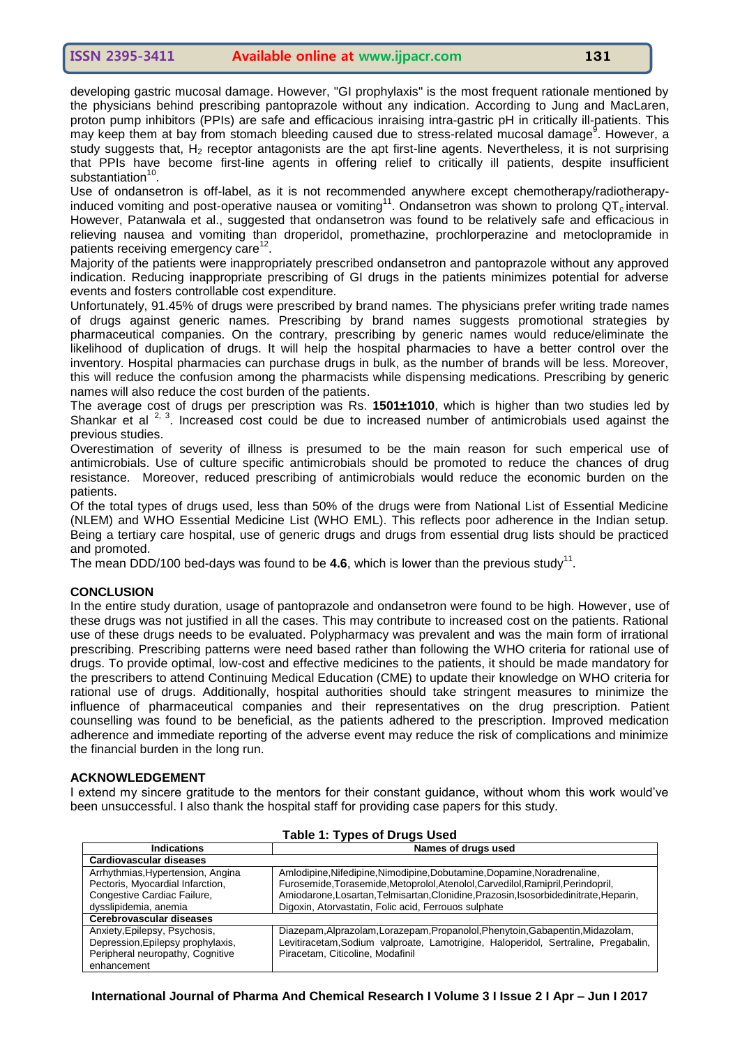developing gastric mucosal damage. However, "GI prophylaxis" is the most frequent rationale mentioned by the physicians behind prescribing pantoprazole without any indication. According to Jung and MacLaren, proton pump inhibitors (PPIs) are safe and efficacious inraising intra-gastric pH in critically ill-patients. This may keep them at bay from stomach bleeding caused due to stress-related mucosal damage[9]. However, a study suggests that, $H_2$ receptor antagonists are the apt first-line agents. Nevertheless, it is not surprising that PPIs have become first-line agents in offering relief to critically ill patients, despite insufficient substantiation[10].

Use of ondansetron is off-label, as it is not recommended anywhere except chemotherapy/radiotherapy-induced vomiting and post-operative nausea or vomiting[11]. Ondansetron was shown to prolong $QT_c$ interval. However, Patanwala et al., suggested that ondansetron was found to be relatively safe and efficacious in relieving nausea and vomiting than droperidol, promethazine, prochlorperazine and metoclopramide in patients receiving emergency care[12].

Majority of the patients were inappropriately prescribed ondansetron and pantoprazole without any approved indication. Reducing inappropriate prescribing of GI drugs in the patients minimizes potential for adverse events and fosters controllable cost expenditure.

Unfortunately, 91.45% of drugs were prescribed by brand names. The physicians prefer writing trade names of drugs against generic names. Prescribing by brand names suggests promotional strategies by pharmaceutical companies. On the contrary, prescribing by generic names would reduce/eliminate the likelihood of duplication of drugs. It will help the hospital pharmacies to have a better control over the inventory. Hospital pharmacies can purchase drugs in bulk, as the number of brands will be less. Moreover, this will reduce the confusion among the pharmacists while dispensing medications. Prescribing by generic names will also reduce the cost burden of the patients.

The average cost of drugs per prescription was Rs. **1501±1010**, which is higher than two studies led by Shankar et al [2, 3]. Increased cost could be due to increased number of antimicrobials used against the previous studies.

Overestimation of severity of illness is presumed to be the main reason for such emperical use of antimicrobials. Use of culture specific antimicrobials should be promoted to reduce the chances of drug resistance. Moreover, reduced prescribing of antimicrobials would reduce the economic burden on the patients.

Of the total types of drugs used, less than 50% of the drugs were from National List of Essential Medicine (NLEM) and WHO Essential Medicine List (WHO EML). This reflects poor adherence in the Indian setup. Being a tertiary care hospital, use of generic drugs and drugs from essential drug lists should be practiced and promoted.

The mean DDD/100 bed-days was found to be **4.6**, which is lower than the previous study[11].

## CONCLUSION

In the entire study duration, usage of pantoprazole and ondansetron were found to be high. However, use of these drugs was not justified in all the cases. This may contribute to increased cost on the patients. Rational use of these drugs needs to be evaluated. Polypharmacy was prevalent and was the main form of irrational prescribing. Prescribing patterns were need based rather than following the WHO criteria for rational use of drugs. To provide optimal, low-cost and effective medicines to the patients, it should be made mandatory for the prescribers to attend Continuing Medical Education (CME) to update their knowledge on WHO criteria for rational use of drugs. Additionally, hospital authorities should take stringent measures to minimize the influence of pharmaceutical companies and their representatives on the drug prescription. Patient counselling was found to be beneficial, as the patients adhered to the prescription. Improved medication adherence and immediate reporting of the adverse event may reduce the risk of complications and minimize the financial burden in the long run.

## ACKNOWLEDGEMENT

I extend my sincere gratitude to the mentors for their constant guidance, without whom this work would've been unsuccessful. I also thank the hospital staff for providing case papers for this study.

**Table 1: Types of Drugs Used**

| Indications | Names of drugs used |
|---|---|
| **Cardiovascular diseases** | |
| Arrhythmias,Hypertension, Angina Pectoris, Myocardial Infarction, Congestive Cardiac Failure, dysslipidemia, anemia | Amlodipine,Nifedipine,Nimodipine,Dobutamine,Dopamine,Noradrenaline, Furosemide,Torasemide,Metoprolol,Atenolol,Carvedilol,Ramipril,Perindopril, Amiodarone,Losartan,Telmisartan,Clonidine,Prazosin,Isosorbidedinitrate,Heparin, Digoxin, Atorvastatin, Folic acid, Ferrouos sulphate |
| **Cerebrovascular diseases** | |
| Anxiety,Epilepsy, Psychosis, Depression,Epilepsy prophylaxis, Peripheral neuropathy, Cognitive enhancement | Diazepam,Alprazolam,Lorazepam,Propanolol,Phenytoin,Gabapentin,Midazolam, Levitiracetam,Sodium valproate, Lamotrigine, Haloperidol, Sertraline, Pregabalin, Piracetam, Citicoline, Modafinil |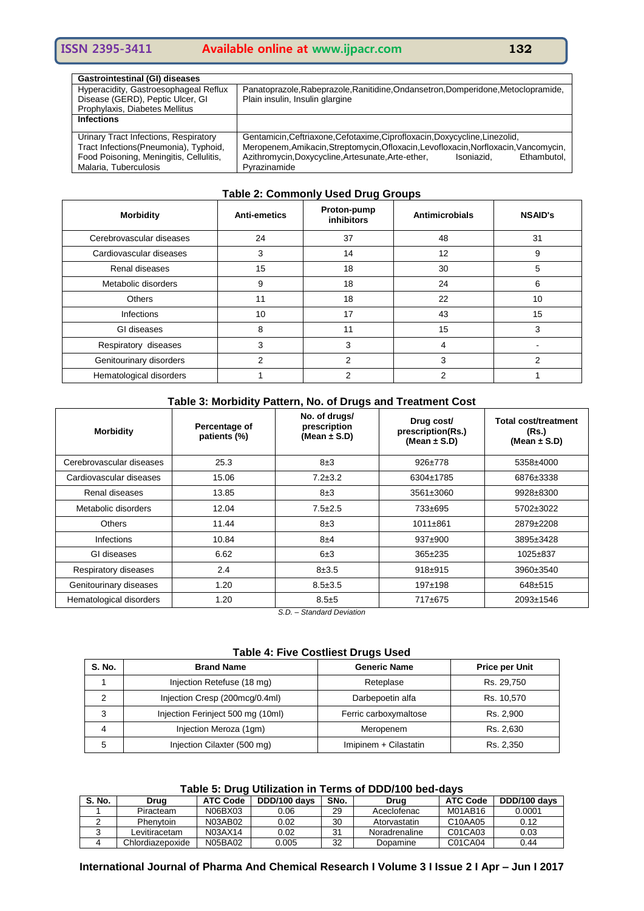| Gastrointestinal (GI) diseases | |
|---|---|
| Hyperacidity, Gastroesophageal Reflux Disease (GERD), Peptic Ulcer, GI Prophylaxis, Diabetes Mellitus | Panatoprazole,Rabeprazole,Ranitidine,Ondansetron,Domperidone,Metoclopramide, Plain insulin, Insulin glargine |
| **Infections** | |
| Urinary Tract Infections, Respiratory Tract Infections(Pneumonia), Typhoid, Food Poisoning, Meningitis, Cellulitis, Malaria, Tuberculosis | Gentamicin,Ceftriaxone,Cefotaxime,Ciprofloxacin,Doxycycline,Linezolid, Meropenem,Amikacin,Streptomycin,Ofloxacin,Levofloxacin,Norfloxacin,Vancomycin, Azithromycin,Doxycycline,Artesunate,Arte-ether, Isoniazid, Ethambutol, Pyrazinamide |

**Table 2: Commonly Used Drug Groups**

| Morbidity | Anti-emetics | Proton-pump inhibitors | Antimicrobials | NSAID's |
|---|---|---|---|---|
| Cerebrovascular diseases | 24 | 37 | 48 | 31 |
| Cardiovascular diseases | 3 | 14 | 12 | 9 |
| Renal diseases | 15 | 18 | 30 | 5 |
| Metabolic disorders | 9 | 18 | 24 | 6 |
| Others | 11 | 18 | 22 | 10 |
| Infections | 10 | 17 | 43 | 15 |
| GI diseases | 8 | 11 | 15 | 3 |
| Respiratory diseases | 3 | 3 | 4 | - |
| Genitourinary disorders | 2 | 2 | 3 | 2 |
| Hematological disorders | 1 | 2 | 2 | 1 |

**Table 3: Morbidity Pattern, No. of Drugs and Treatment Cost**

| Morbidity | Percentage of patients (%) | No. of drugs/ prescription (Mean ± S.D) | Drug cost/ prescription(Rs.) (Mean ± S.D) | Total cost/treatment (Rs.) (Mean ± S.D) |
|---|---|---|---|---|
| Cerebrovascular diseases | 25.3 | 8±3 | 926±778 | 5358±4000 |
| Cardiovascular diseases | 15.06 | 7.2±3.2 | 6304±1785 | 6876±3338 |
| Renal diseases | 13.85 | 8±3 | 3561±3060 | 9928±8300 |
| Metabolic disorders | 12.04 | 7.5±2.5 | 733±695 | 5702±3022 |
| Others | 11.44 | 8±3 | 1011±861 | 2879±2208 |
| Infections | 10.84 | 8±4 | 937±900 | 3895±3428 |
| GI diseases | 6.62 | 6±3 | 365±235 | 1025±837 |
| Respiratory diseases | 2.4 | 8±3.5 | 918±915 | 3960±3540 |
| Genitourinary diseases | 1.20 | 8.5±3.5 | 197±198 | 648±515 |
| Hematological disorders | 1.20 | 8.5±5 | 717±675 | 2093±1546 |

*S.D. – Standard Deviation*

**Table 4: Five Costliest Drugs Used**

| S. No. | Brand Name | Generic Name | Price per Unit |
|---|---|---|---|
| 1 | Injection Retefuse (18 mg) | Reteplase | Rs. 29,750 |
| 2 | Injection Cresp (200mcg/0.4ml) | Darbepoetin alfa | Rs. 10,570 |
| 3 | Injection Ferinject 500 mg (10ml) | Ferric carboxymaltose | Rs. 2,900 |
| 4 | Injection Meroza (1gm) | Meropenem | Rs. 2,630 |
| 5 | Injection Cilaxter (500 mg) | Imipinem + Cilastatin | Rs. 2,350 |

**Table 5: Drug Utilization in Terms of DDD/100 bed-days**

| S. No. | Drug | ATC Code | DDD/100 days | SNo. | Drug | ATC Code | DDD/100 days |
|---|---|---|---|---|---|---|---|
| 1 | Piracteam | N06BX03 | 0.06 | 29 | Aceclofenac | M01AB16 | 0.0001 |
| 2 | Phenytoin | N03AB02 | 0.02 | 30 | Atorvastatin | C10AA05 | 0.12 |
| 3 | Levitiracetam | N03AX14 | 0.02 | 31 | Noradrenaline | C01CA03 | 0.03 |
| 4 | Chlordiazepoxide | N05BA02 | 0.005 | 32 | Dopamine | C01CA04 | 0.44 |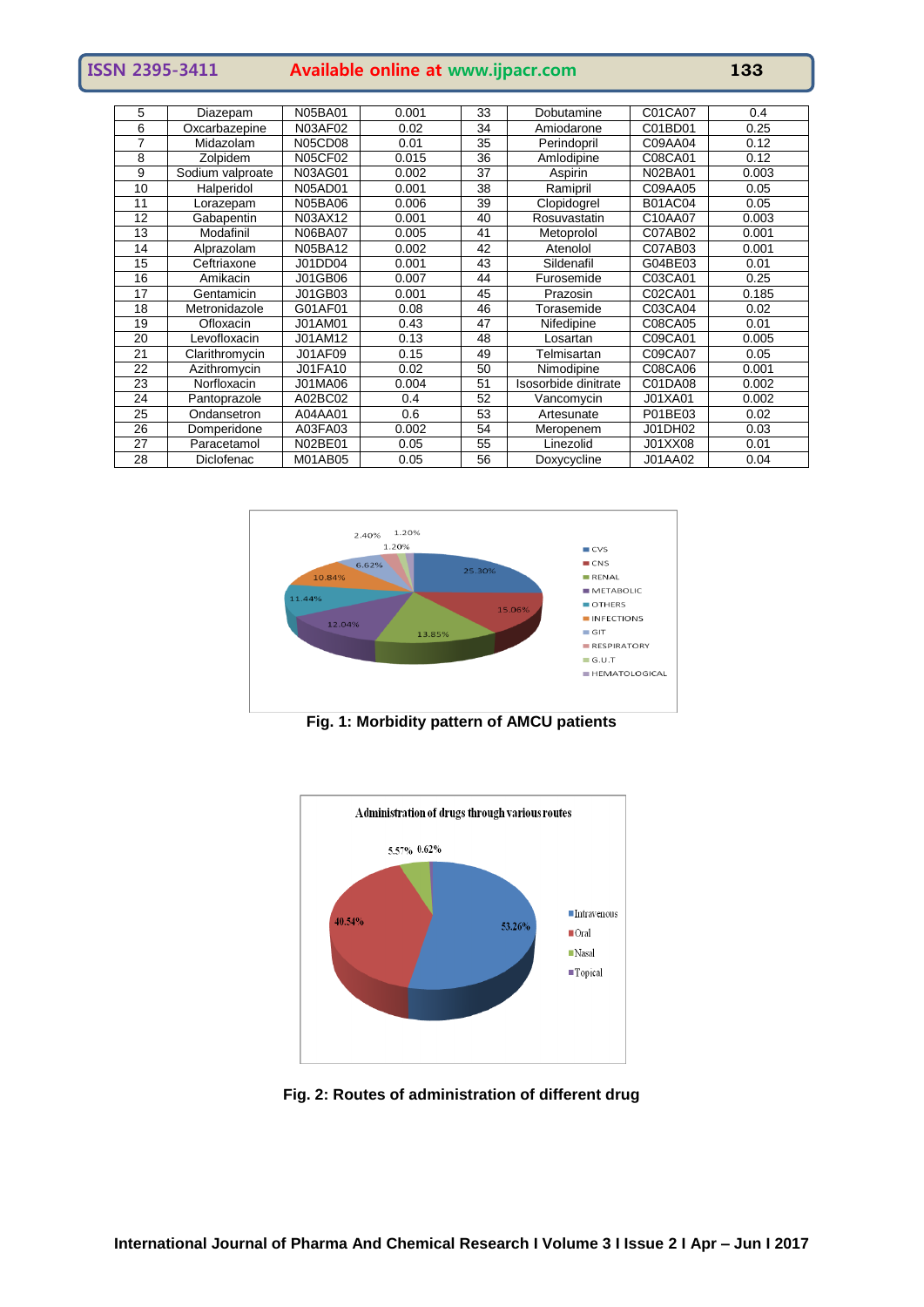| 5 | Diazepam | N05BA01 | 0.001 | 33 | Dobutamine | C01CA07 | 0.4 |
|---|---|---|---|---|---|---|---|
| 6 | Oxcarbazepine | N03AF02 | 0.02 | 34 | Amiodarone | C01BD01 | 0.25 |
| 7 | Midazolam | N05CD08 | 0.01 | 35 | Perindopril | C09AA04 | 0.12 |
| 8 | Zolpidem | N05CF02 | 0.015 | 36 | Amlodipine | C08CA01 | 0.12 |
| 9 | Sodium valproate | N03AG01 | 0.002 | 37 | Aspirin | N02BA01 | 0.003 |
| 10 | Halperidol | N05AD01 | 0.001 | 38 | Ramipril | C09AA05 | 0.05 |
| 11 | Lorazepam | N05BA06 | 0.006 | 39 | Clopidogrel | B01AC04 | 0.05 |
| 12 | Gabapentin | N03AX12 | 0.001 | 40 | Rosuvastatin | C10AA07 | 0.003 |
| 13 | Modafinil | N06BA07 | 0.005 | 41 | Metoprolol | C07AB02 | 0.001 |
| 14 | Alprazolam | N05BA12 | 0.002 | 42 | Atenolol | C07AB03 | 0.001 |
| 15 | Ceftriaxone | J01DD04 | 0.001 | 43 | Sildenafil | G04BE03 | 0.01 |
| 16 | Amikacin | J01GB06 | 0.007 | 44 | Furosemide | C03CA01 | 0.25 |
| 17 | Gentamicin | J01GB03 | 0.001 | 45 | Prazosin | C02CA01 | 0.185 |
| 18 | Metronidazole | G01AF01 | 0.08 | 46 | Torasemide | C03CA04 | 0.02 |
| 19 | Ofloxacin | J01AM01 | 0.43 | 47 | Nifedipine | C08CA05 | 0.01 |
| 20 | Levofloxacin | J01AM12 | 0.13 | 48 | Losartan | C09CA01 | 0.005 |
| 21 | Clarithromycin | J01AF09 | 0.15 | 49 | Telmisartan | C09CA07 | 0.05 |
| 22 | Azithromycin | J01FA10 | 0.02 | 50 | Nimodipine | C08CA06 | 0.001 |
| 23 | Norfloxacin | J01MA06 | 0.004 | 51 | Isosorbide dinitrate | C01DA08 | 0.002 |
| 24 | Pantoprazole | A02BC02 | 0.4 | 52 | Vancomycin | J01XA01 | 0.002 |
| 25 | Ondansetron | A04AA01 | 0.6 | 53 | Artesunate | P01BE03 | 0.02 |
| 26 | Domperidone | A03FA03 | 0.002 | 54 | Meropenem | J01DH02 | 0.03 |
| 27 | Paracetamol | N02BE01 | 0.05 | 55 | Linezolid | J01XX08 | 0.01 |
| 28 | Diclofenac | M01AB05 | 0.05 | 56 | Doxycycline | J01AA02 | 0.04 |

**Fig. 1: Morbidity pattern of AMCU patients**

**Fig. 2: Routes of administration of different drug**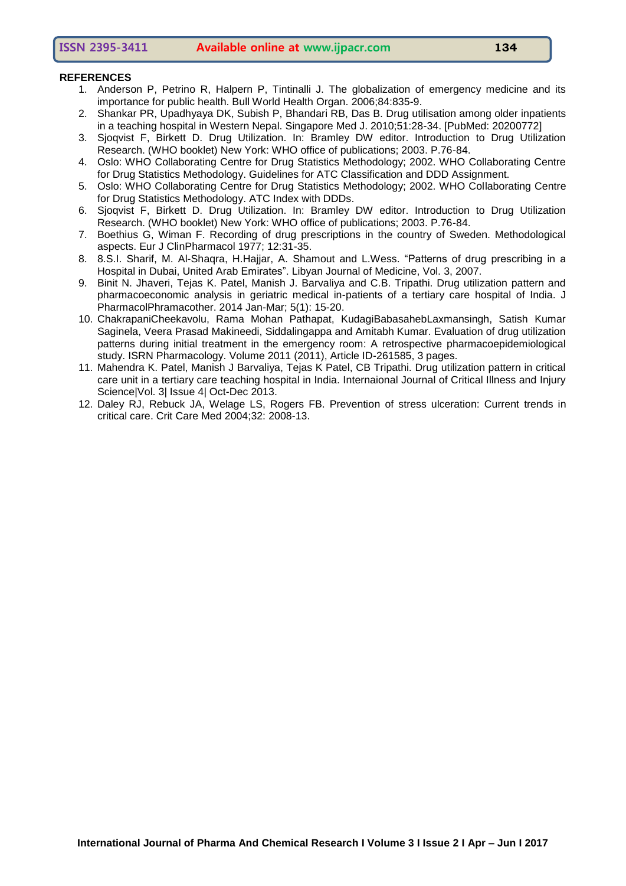## REFERENCES

1. Anderson P, Petrino R, Halpern P, Tintinalli J. The globalization of emergency medicine and its importance for public health. Bull World Health Organ. 2006;84:835-9.
2. Shankar PR, Upadhyaya DK, Subish P, Bhandari RB, Das B. Drug utilisation among older inpatients in a teaching hospital in Western Nepal. Singapore Med J. 2010;51:28-34. [PubMed: 20200772]
3. Sjoqvist F, Birkett D. Drug Utilization. In: Bramley DW editor. Introduction to Drug Utilization Research. (WHO booklet) New York: WHO office of publications; 2003. P.76-84.
4. Oslo: WHO Collaborating Centre for Drug Statistics Methodology; 2002. WHO Collaborating Centre for Drug Statistics Methodology. Guidelines for ATC Classification and DDD Assignment.
5. Oslo: WHO Collaborating Centre for Drug Statistics Methodology; 2002. WHO Collaborating Centre for Drug Statistics Methodology. ATC Index with DDDs.
6. Sjoqvist F, Birkett D. Drug Utilization. In: Bramley DW editor. Introduction to Drug Utilization Research. (WHO booklet) New York: WHO office of publications; 2003. P.76-84.
7. Boethius G, Wiman F. Recording of drug prescriptions in the country of Sweden. Methodological aspects. Eur J ClinPharmacol 1977; 12:31-35.
8. 8.S.I. Sharif, M. Al-Shaqra, H.Hajjar, A. Shamout and L.Wess. "Patterns of drug prescribing in a Hospital in Dubai, United Arab Emirates". Libyan Journal of Medicine, Vol. 3, 2007.
9. Binit N. Jhaveri, Tejas K. Patel, Manish J. Barvaliya and C.B. Tripathi. Drug utilization pattern and pharmacoeconomic analysis in geriatric medical in-patients of a tertiary care hospital of India. J PharmacolPhramacother. 2014 Jan-Mar; 5(1): 15-20.
10. ChakrapaniCheekavolu, Rama Mohan Pathapat, KudagiBabasahebLaxmansingh, Satish Kumar Saginela, Veera Prasad Makineedi, Siddalingappa and Amitabh Kumar. Evaluation of drug utilization patterns during initial treatment in the emergency room: A retrospective pharmacoepidemiological study. ISRN Pharmacology. Volume 2011 (2011), Article ID-261585, 3 pages.
11. Mahendra K. Patel, Manish J Barvaliya, Tejas K Patel, CB Tripathi. Drug utilization pattern in critical care unit in a tertiary care teaching hospital in India. Internaional Journal of Critical Illness and Injury Science|Vol. 3| Issue 4| Oct-Dec 2013.
12. Daley RJ, Rebuck JA, Welage LS, Rogers FB. Prevention of stress ulceration: Current trends in critical care. Crit Care Med 2004;32: 2008-13.